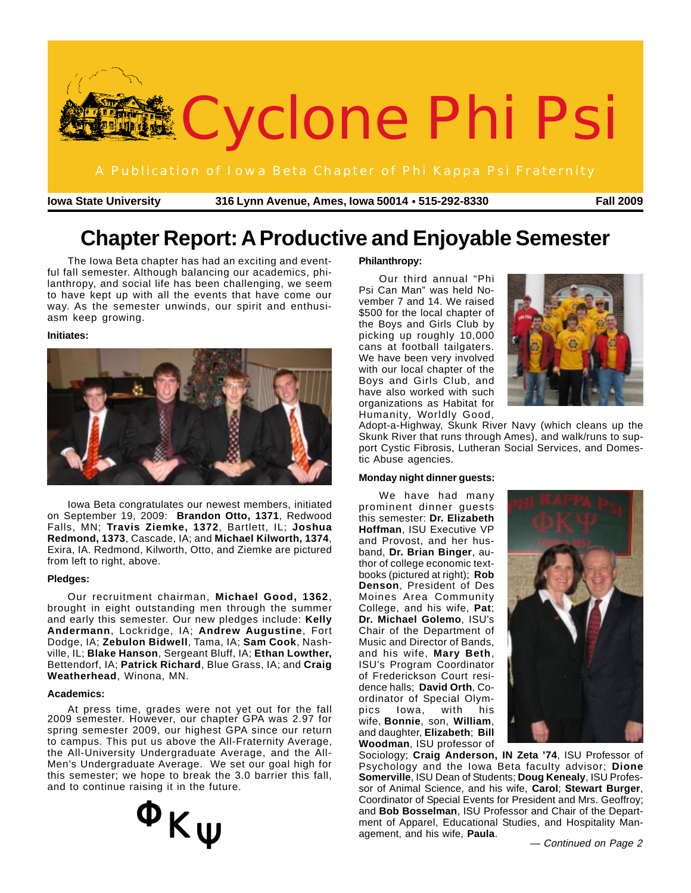# Cyclone Phi Psi

A Publication of Iowa Beta Chapter of Phi Kappa Psi Fraternity

**Iowa State University** **316 Lynn Avenue, Ames, Iowa 50014 • 515-292-8330** **Fall 2009**

## Chapter Report: A Productive and Enjoyable Semester

The Iowa Beta chapter has had an exciting and eventful fall semester. Although balancing our academics, philanthropy, and social life has been challenging, we seem to have kept up with all the events that have come our way. As the semester unwinds, our spirit and enthusiasm keep growing.

#### Initiates:

Iowa Beta congratulates our newest members, initiated on September 19, 2009: **Brandon Otto, 1371**, Redwood Falls, MN; **Travis Ziemke, 1372**, Bartlett, IL; **Joshua Redmond, 1373**, Cascade, IA; and **Michael Kilworth, 1374**, Exira, IA. Redmond, Kilworth, Otto, and Ziemke are pictured from left to right, above.

#### Pledges:

Our recruitment chairman, **Michael Good, 1362**, brought in eight outstanding men through the summer and early this semester. Our new pledges include: **Kelly Andermann**, Lockridge, IA; **Andrew Augustine**, Fort Dodge, IA; **Zebulon Bidwell**, Tama, IA; **Sam Cook**, Nashville, IL; **Blake Hanson**, Sergeant Bluff, IA; **Ethan Lowther,** Bettendorf, IA; **Patrick Richard**, Blue Grass, IA; and **Craig Weatherhead**, Winona, MN.

#### Academics:

At press time, grades were not yet out for the fall 2009 semester. However, our chapter GPA was 2.97 for spring semester 2009, our highest GPA since our return to campus. This put us above the All-Fraternity Average, the All-University Undergraduate Average, and the All-Men's Undergraduate Average. We set our goal high for this semester; we hope to break the 3.0 barrier this fall, and to continue raising it in the future.

ΦΚΨ

#### Philanthropy:

Our third annual "Phi Psi Can Man" was held November 7 and 14. We raised $500 for the local chapter of the Boys and Girls Club by picking up roughly 10,000 cans at football tailgaters. We have been very involved with our local chapter of the Boys and Girls Club, and have also worked with such organizations as Habitat for Humanity, Worldly Good, Adopt-a-Highway, Skunk River Navy (which cleans up the Skunk River that runs through Ames), and walk/runs to support Cystic Fibrosis, Lutheran Social Services, and Domestic Abuse agencies.

#### Monday night dinner guests:

We have had many prominent dinner guests this semester: **Dr. Elizabeth Hoffman**, ISU Executive VP and Provost, and her husband, **Dr. Brian Binger**, author of college economic textbooks (pictured at right); **Rob Denson**, President of Des Moines Area Community College, and his wife, **Pat**; **Dr. Michael Golemo**, ISU's Chair of the Department of Music and Director of Bands, and his wife, **Mary Beth**, ISU's Program Coordinator of Frederickson Court residence halls; **David Orth**, Coordinator of Special Olympics Iowa, with his wife, **Bonnie**, son, **William**, and daughter, **Elizabeth**; **Bill Woodman**, ISU professor of Sociology; **Craig Anderson, IN Zeta '74**, ISU Professor of Psychology and the Iowa Beta faculty advisor; **Dione Somerville**, ISU Dean of Students; **Doug Kenealy**, ISU Professor of Animal Science, and his wife, **Carol**; **Stewart Burger**, Coordinator of Special Events for President and Mrs. Geoffroy; and **Bob Bosselman**, ISU Professor and Chair of the Department of Apparel, Educational Studies, and Hospitality Management, and his wife, **Paula**.

*— Continued on Page 2*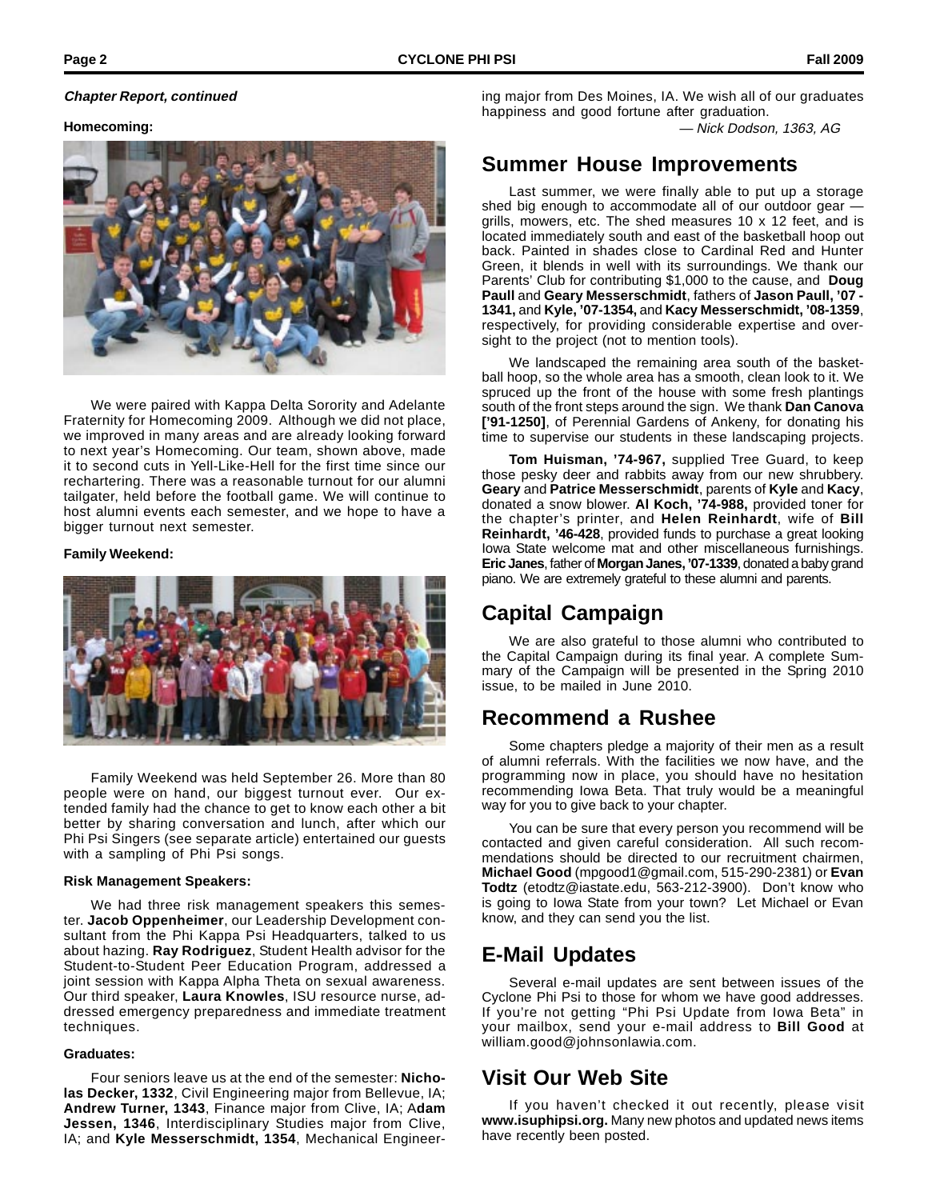**_Chapter Report, continued_**

**Homecoming:**

We were paired with Kappa Delta Sorority and Adelante Fraternity for Homecoming 2009. Although we did not place, we improved in many areas and are already looking forward to next year's Homecoming. Our team, shown above, made it to second cuts in Yell-Like-Hell for the first time since our rechartering. There was a reasonable turnout for our alumni tailgater, held before the football game. We will continue to host alumni events each semester, and we hope to have a bigger turnout next semester.

**Family Weekend:**

Family Weekend was held September 26. More than 80 people were on hand, our biggest turnout ever. Our extended family had the chance to get to know each other a bit better by sharing conversation and lunch, after which our Phi Psi Singers (see separate article) entertained our guests with a sampling of Phi Psi songs.

**Risk Management Speakers:**

We had three risk management speakers this semester. **Jacob Oppenheimer**, our Leadership Development consultant from the Phi Kappa Psi Headquarters, talked to us about hazing. **Ray Rodriguez**, Student Health advisor for the Student-to-Student Peer Education Program, addressed a joint session with Kappa Alpha Theta on sexual awareness. Our third speaker, **Laura Knowles**, ISU resource nurse, addressed emergency preparedness and immediate treatment techniques.

**Graduates:**

Four seniors leave us at the end of the semester: **Nicholas Decker, 1332**, Civil Engineering major from Bellevue, IA; **Andrew Turner, 1343**, Finance major from Clive, IA; A**dam Jessen, 1346**, Interdisciplinary Studies major from Clive, IA; and **Kyle Messerschmidt, 1354**, Mechanical Engineering major from Des Moines, IA. We wish all of our graduates happiness and good fortune after graduation.

*— Nick Dodson, 1363, AG*

## Summer House Improvements

Last summer, we were finally able to put up a storage shed big enough to accommodate all of our outdoor gear — grills, mowers, etc. The shed measures 10 x 12 feet, and is located immediately south and east of the basketball hoop out back. Painted in shades close to Cardinal Red and Hunter Green, it blends in well with its surroundings. We thank our Parents' Club for contributing $1,000 to the cause, and **Doug Paull** and **Geary Messerschmidt**, fathers of **Jason Paull, '07 - 1341,** and **Kyle, '07-1354,** and **Kacy Messerschmidt, '08-1359**, respectively, for providing considerable expertise and oversight to the project (not to mention tools).

We landscaped the remaining area south of the basketball hoop, so the whole area has a smooth, clean look to it. We spruced up the front of the house with some fresh plantings south of the front steps around the sign. We thank **Dan Canova ['91-1250]**, of Perennial Gardens of Ankeny, for donating his time to supervise our students in these landscaping projects.

**Tom Huisman, '74-967,** supplied Tree Guard, to keep those pesky deer and rabbits away from our new shrubbery. **Geary** and **Patrice Messerschmidt**, parents of **Kyle** and **Kacy**, donated a snow blower. **Al Koch, '74-988,** provided toner for the chapter's printer, and **Helen Reinhardt**, wife of **Bill Reinhardt, '46-428**, provided funds to purchase a great looking Iowa State welcome mat and other miscellaneous furnishings. **Eric Janes**, father of **Morgan Janes, '07-1339**, donated a baby grand piano. We are extremely grateful to these alumni and parents.

## Capital Campaign

We are also grateful to those alumni who contributed to the Capital Campaign during its final year. A complete Summary of the Campaign will be presented in the Spring 2010 issue, to be mailed in June 2010.

## Recommend a Rushee

Some chapters pledge a majority of their men as a result of alumni referrals. With the facilities we now have, and the programming now in place, you should have no hesitation recommending Iowa Beta. That truly would be a meaningful way for you to give back to your chapter.

You can be sure that every person you recommend will be contacted and given careful consideration. All such recommendations should be directed to our recruitment chairmen, **Michael Good** (mpgood1@gmail.com, 515-290-2381) or **Evan Todtz** (etodtz@iastate.edu, 563-212-3900). Don't know who is going to Iowa State from your town? Let Michael or Evan know, and they can send you the list.

## E-Mail Updates

Several e-mail updates are sent between issues of the Cyclone Phi Psi to those for whom we have good addresses. If you're not getting "Phi Psi Update from Iowa Beta" in your mailbox, send your e-mail address to **Bill Good** at william.good@johnsonlawia.com.

## Visit Our Web Site

If you haven't checked it out recently, please visit **www.isuphipsi.org.** Many new photos and updated news items have recently been posted.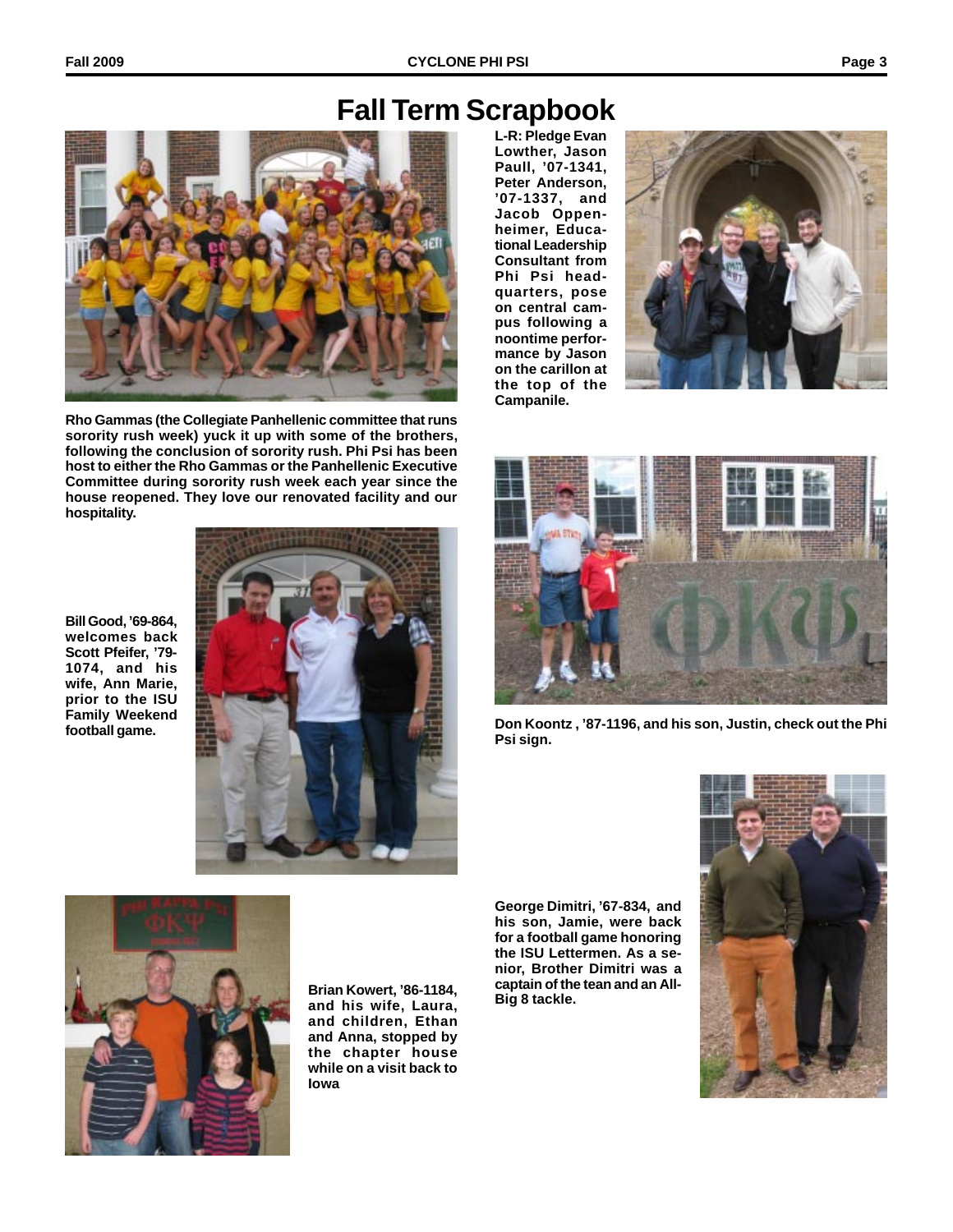# Fall Term Scrapbook

Rho Gammas (the Collegiate Panhellenic committee that runs sorority rush week) yuck it up with some of the brothers, following the conclusion of sorority rush. Phi Psi has been host to either the Rho Gammas or the Panhellenic Executive Committee during sorority rush week each year since the house reopened. They love our renovated facility and our hospitality.

L-R: Pledge Evan Lowther, Jason Paull, '07-1341, Peter Anderson, '07-1337, and Jacob Oppenheimer, Educational Leadership Consultant from Phi Psi headquarters, pose on central campus following a noontime performance by Jason on the carillon at the top of the Campanile.

Bill Good, '69-864, welcomes back Scott Pfeifer, '79-1074, and his wife, Ann Marie, prior to the ISU Family Weekend football game.

Don Koontz , '87-1196, and his son, Justin, check out the Phi Psi sign.

Brian Kowert, '86-1184, and his wife, Laura, and children, Ethan and Anna, stopped by the chapter house while on a visit back to Iowa

George Dimitri, '67-834, and his son, Jamie, were back for a football game honoring the ISU Lettermen. As a senior, Brother Dimitri was a captain of the tean and an All-Big 8 tackle.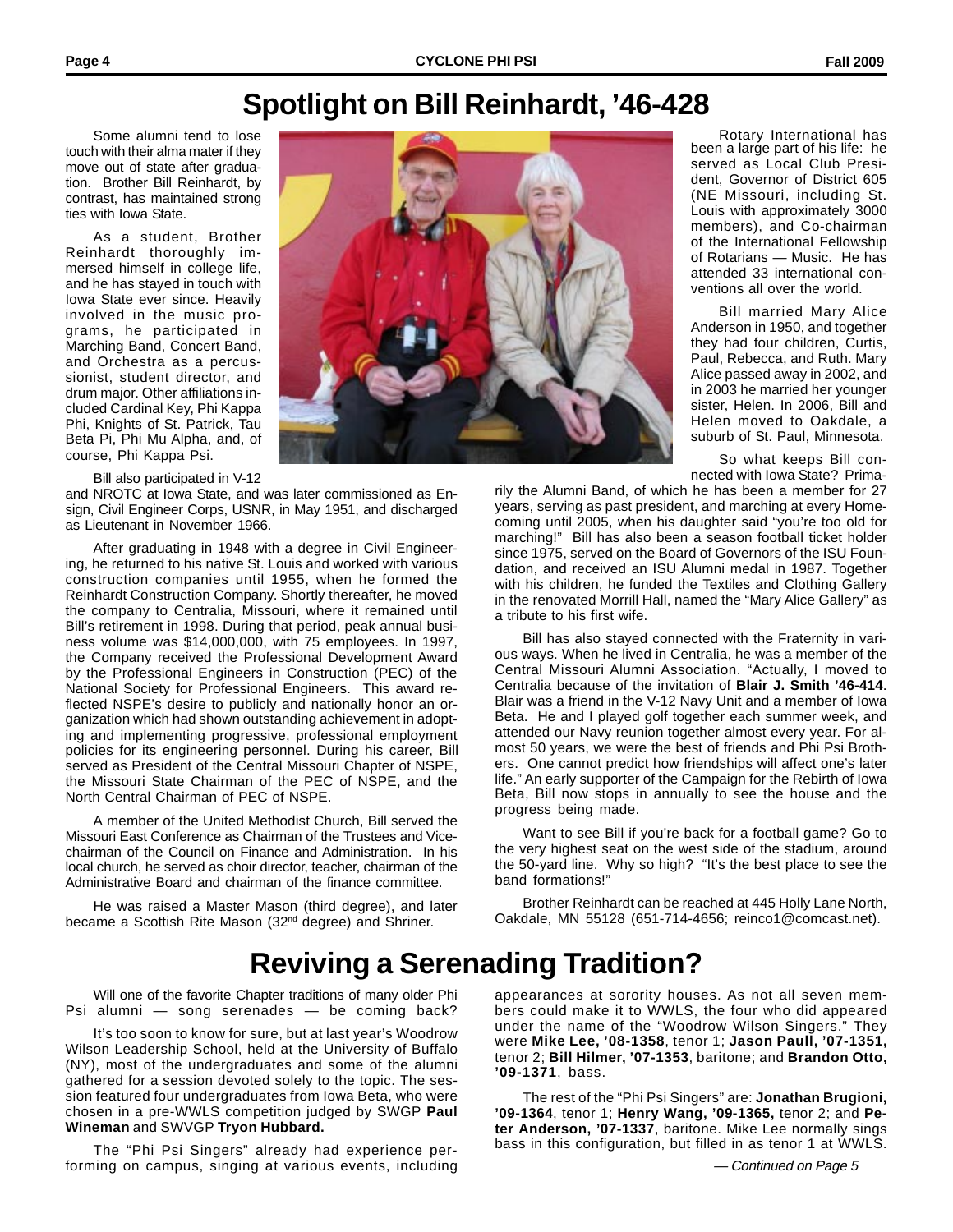# Spotlight on Bill Reinhardt, '46-428

Some alumni tend to lose touch with their alma mater if they move out of state after graduation. Brother Bill Reinhardt, by contrast, has maintained strong ties with Iowa State.

As a student, Brother Reinhardt thoroughly immersed himself in college life, and he has stayed in touch with Iowa State ever since. Heavily involved in the music programs, he participated in Marching Band, Concert Band, and Orchestra as a percussionist, student director, and drum major. Other affiliations included Cardinal Key, Phi Kappa Phi, Knights of St. Patrick, Tau Beta Pi, Phi Mu Alpha, and, of course, Phi Kappa Psi.

Bill also participated in V-12 and NROTC at Iowa State, and was later commissioned as Ensign, Civil Engineer Corps, USNR, in May 1951, and discharged as Lieutenant in November 1966.

After graduating in 1948 with a degree in Civil Engineering, he returned to his native St. Louis and worked with various construction companies until 1955, when he formed the Reinhardt Construction Company. Shortly thereafter, he moved the company to Centralia, Missouri, where it remained until Bill's retirement in 1998. During that period, peak annual business volume was $14,000,000, with 75 employees. In 1997, the Company received the Professional Development Award by the Professional Engineers in Construction (PEC) of the National Society for Professional Engineers. This award reflected NSPE's desire to publicly and nationally honor an organization which had shown outstanding achievement in adopting and implementing progressive, professional employment policies for its engineering personnel. During his career, Bill served as President of the Central Missouri Chapter of NSPE, the Missouri State Chairman of the PEC of NSPE, and the North Central Chairman of PEC of NSPE.

A member of the United Methodist Church, Bill served the Missouri East Conference as Chairman of the Trustees and Vice-chairman of the Council on Finance and Administration. In his local church, he served as choir director, teacher, chairman of the Administrative Board and chairman of the finance committee.

He was raised a Master Mason (third degree), and later became a Scottish Rite Mason (32nd degree) and Shriner.

Rotary International has been a large part of his life: he served as Local Club President, Governor of District 605 (NE Missouri, including St. Louis with approximately 3000 members), and Co-chairman of the International Fellowship of Rotarians — Music. He has attended 33 international conventions all over the world.

Bill married Mary Alice Anderson in 1950, and together they had four children, Curtis, Paul, Rebecca, and Ruth. Mary Alice passed away in 2002, and in 2003 he married her younger sister, Helen. In 2006, Bill and Helen moved to Oakdale, a suburb of St. Paul, Minnesota.

So what keeps Bill connected with Iowa State? Primarily the Alumni Band, of which he has been a member for 27 years, serving as past president, and marching at every Homecoming until 2005, when his daughter said "you're too old for marching!" Bill has also been a season football ticket holder since 1975, served on the Board of Governors of the ISU Foundation, and received an ISU Alumni medal in 1987. Together with his children, he funded the Textiles and Clothing Gallery in the renovated Morrill Hall, named the "Mary Alice Gallery" as a tribute to his first wife.

Bill has also stayed connected with the Fraternity in various ways. When he lived in Centralia, he was a member of the Central Missouri Alumni Association. "Actually, I moved to Centralia because of the invitation of **Blair J. Smith '46-414**. Blair was a friend in the V-12 Navy Unit and a member of Iowa Beta. He and I played golf together each summer week, and attended our Navy reunion together almost every year. For almost 50 years, we were the best of friends and Phi Psi Brothers. One cannot predict how friendships will affect one's later life." An early supporter of the Campaign for the Rebirth of Iowa Beta, Bill now stops in annually to see the house and the progress being made.

Want to see Bill if you're back for a football game? Go to the very highest seat on the west side of the stadium, around the 50-yard line. Why so high? "It's the best place to see the band formations!"

Brother Reinhardt can be reached at 445 Holly Lane North, Oakdale, MN 55128 (651-714-4656; reinco1@comcast.net).

# Reviving a Serenading Tradition?

Will one of the favorite Chapter traditions of many older Phi Psi alumni — song serenades — be coming back?

It's too soon to know for sure, but at last year's Woodrow Wilson Leadership School, held at the University of Buffalo (NY), most of the undergraduates and some of the alumni gathered for a session devoted solely to the topic. The session featured four undergraduates from Iowa Beta, who were chosen in a pre-WWLS competition judged by SWGP **Paul Wineman** and SWVGP **Tryon Hubbard.**

The "Phi Psi Singers" already had experience performing on campus, singing at various events, including appearances at sorority houses. As not all seven members could make it to WWLS, the four who did appeared under the name of the "Woodrow Wilson Singers." They were **Mike Lee, '08-1358**, tenor 1; **Jason Paull, '07-1351,** tenor 2; **Bill Hilmer, '07-1353**, baritone; and **Brandon Otto, '09-1371**, bass.

The rest of the "Phi Psi Singers" are: **Jonathan Brugioni, '09-1364**, tenor 1; **Henry Wang, '09-1365,** tenor 2; and **Peter Anderson, '07-1337**, baritone. Mike Lee normally sings bass in this configuration, but filled in as tenor 1 at WWLS.

*— Continued on Page 5*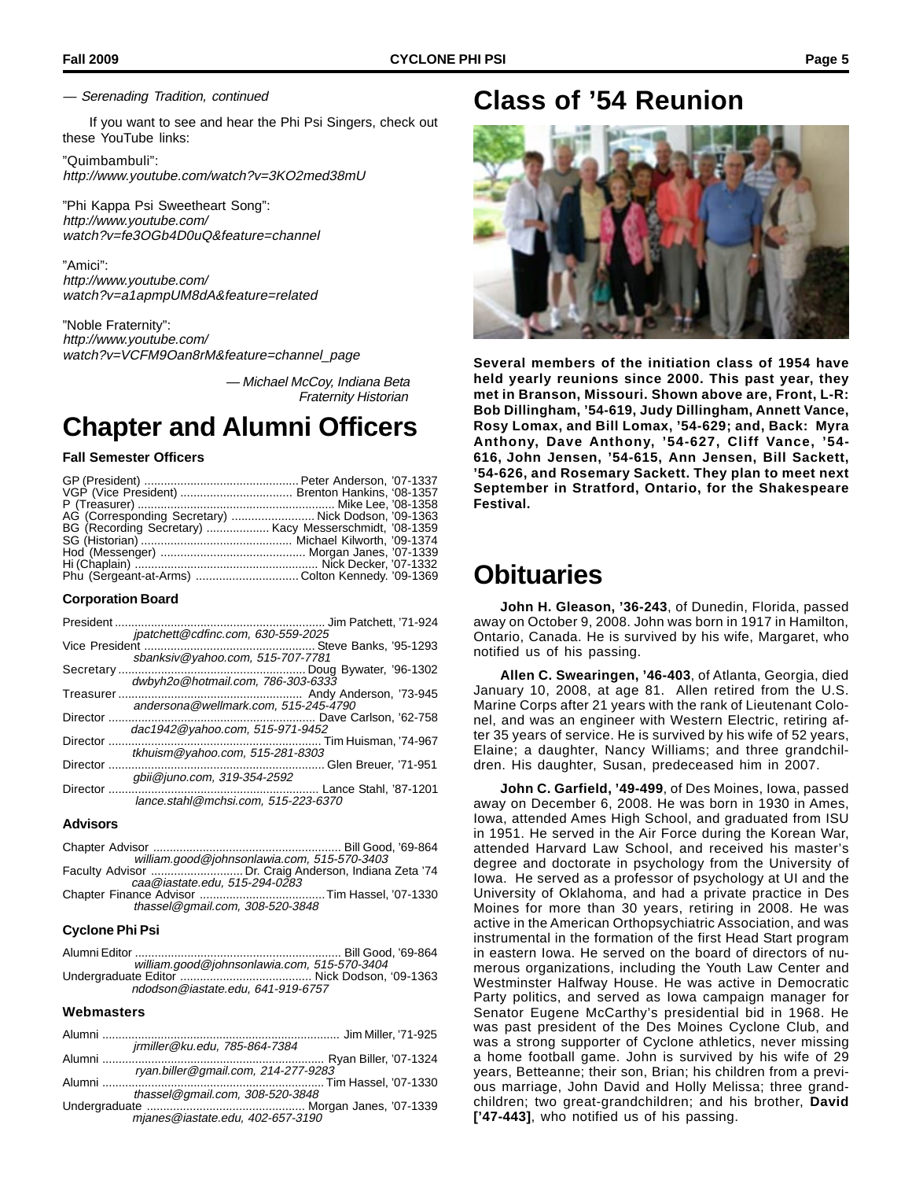— *Serenading Tradition, continued*

If you want to see and hear the Phi Psi Singers, check out these YouTube links:

"Quimbambuli":
*http://www.youtube.com/watch?v=3KO2med38mU*

"Phi Kappa Psi Sweetheart Song":
*http://www.youtube.com/watch?v=fe3OGb4D0uQ&feature=channel*

"Amici":
*http://www.youtube.com/watch?v=a1apmpUM8dA&feature=related*

"Noble Fraternity":
*http://www.youtube.com/watch?v=VCFM9Oan8rM&feature=channel_page*

*— Michael McCoy, Indiana Beta Fraternity Historian*

# Chapter and Alumni Officers

### Fall Semester Officers

GP (President) .......... Peter Anderson, '07-1337
VGP (Vice President) .......... Brenton Hankins, '08-1357
P (Treasurer) .......... Mike Lee, '08-1358
AG (Corresponding Secretary) .......... Nick Dodson, '09-1363
BG (Recording Secretary) .......... Kacy Messerschmidt, '08-1359
SG (Historian) .......... Michael Kilworth, '09-1374
Hod (Messenger) .......... Morgan Janes, '07-1339
Hi (Chaplain) .......... Nick Decker, '07-1332
Phu (Sergeant-at-Arms) .......... Colton Kennedy. '09-1369

### Corporation Board

President .......... Jim Patchett, '71-924
*jpatchett@cdfinc.com, 630-559-2025*
Vice President .......... Steve Banks, '95-1293
*sbanksiv@yahoo.com, 515-707-7781*
Secretary .......... Doug Bywater, '96-1302
*dwbyh2o@hotmail.com, 786-303-6333*
Treasurer .......... Andy Anderson, '73-945
*andersona@wellmark.com, 515-245-4790*
Director .......... Dave Carlson, '62-758
*dac1942@yahoo.com, 515-971-9452*
Director .......... Tim Huisman, '74-967
*tkhuism@yahoo.com, 515-281-8303*
Director .......... Glen Breuer, '71-951
*gbii@juno.com, 319-354-2592*
Director .......... Lance Stahl, '87-1201
*lance.stahl@mchsi.com, 515-223-6370*

### Advisors

Chapter Advisor .......... Bill Good, '69-864
*william.good@johnsonlawia.com, 515-570-3403*
Faculty Advisor .......... Dr. Craig Anderson, Indiana Zeta '74
*caa@iastate.edu, 515-294-0283*
Chapter Finance Advisor .......... Tim Hassel, '07-1330
*thassel@gmail.com, 308-520-3848*

### Cyclone Phi Psi

Alumni Editor .......... Bill Good, '69-864
*william.good@johnsonlawia.com, 515-570-3404*
Undergraduate Editor .......... Nick Dodson, '09-1363
*ndodson@iastate.edu, 641-919-6757*

### Webmasters

Alumni .......... Jim Miller, '71-925
*jrmiller@ku.edu, 785-864-7384*
Alumni .......... Ryan Biller, '07-1324
*ryan.biller@gmail.com, 214-277-9283*
Alumni .......... Tim Hassel, '07-1330
*thassel@gmail.com, 308-520-3848*
Undergraduate .......... Morgan Janes, '07-1339
*mjanes@iastate.edu, 402-657-3190*

# Class of '54 Reunion

**Several members of the initiation class of 1954 have held yearly reunions since 2000. This past year, they met in Branson, Missouri. Shown above are, Front, L-R: Bob Dillingham, '54-619, Judy Dillingham, Annett Vance, Rosy Lomax, and Bill Lomax, '54-629; and, Back: Myra Anthony, Dave Anthony, '54-627, Cliff Vance, '54-616, John Jensen, '54-615, Ann Jensen, Bill Sackett, '54-626, and Rosemary Sackett. They plan to meet next September in Stratford, Ontario, for the Shakespeare Festival.**

# Obituaries

**John H. Gleason, '36-243**, of Dunedin, Florida, passed away on October 9, 2008. John was born in 1917 in Hamilton, Ontario, Canada. He is survived by his wife, Margaret, who notified us of his passing.

**Allen C. Swearingen, '46-403**, of Atlanta, Georgia, died January 10, 2008, at age 81. Allen retired from the U.S. Marine Corps after 21 years with the rank of Lieutenant Colonel, and was an engineer with Western Electric, retiring after 35 years of service. He is survived by his wife of 52 years, Elaine; a daughter, Nancy Williams; and three grandchildren. His daughter, Susan, predeceased him in 2007.

**John C. Garfield, '49-499**, of Des Moines, Iowa, passed away on December 6, 2008. He was born in 1930 in Ames, Iowa, attended Ames High School, and graduated from ISU in 1951. He served in the Air Force during the Korean War, attended Harvard Law School, and received his master's degree and doctorate in psychology from the University of Iowa. He served as a professor of psychology at UI and the University of Oklahoma, and had a private practice in Des Moines for more than 30 years, retiring in 2008. He was active in the American Orthopsychiatric Association, and was instrumental in the formation of the first Head Start program in eastern Iowa. He served on the board of directors of numerous organizations, including the Youth Law Center and Westminster Halfway House. He was active in Democratic Party politics, and served as Iowa campaign manager for Senator Eugene McCarthy's presidential bid in 1968. He was past president of the Des Moines Cyclone Club, and was a strong supporter of Cyclone athletics, never missing a home football game. John is survived by his wife of 29 years, Betteanne; their son, Brian; his children from a previous marriage, John David and Holly Melissa; three grandchildren; two great-grandchildren; and his brother, **David ['47-443]**, who notified us of his passing.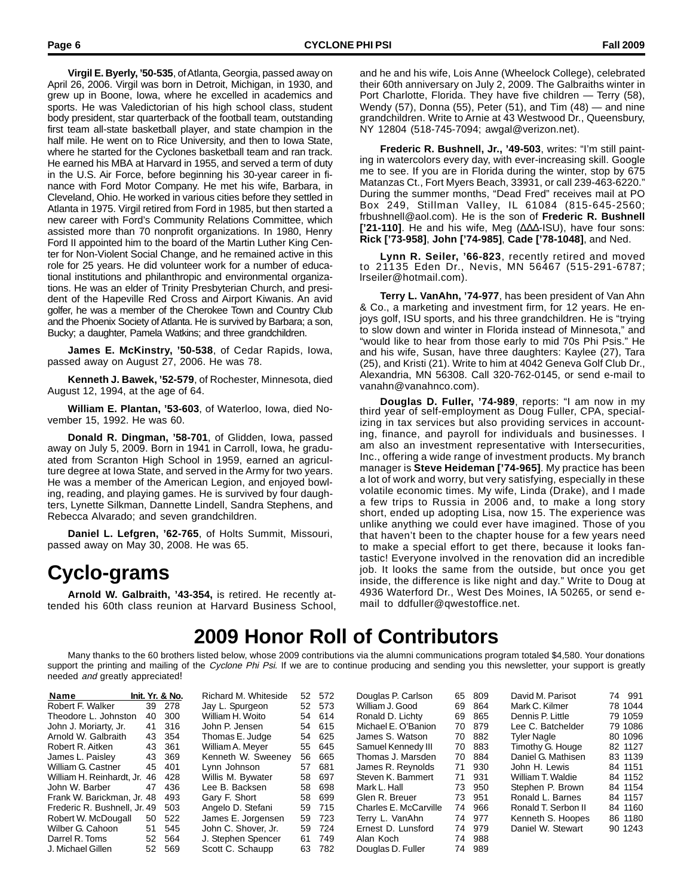**Virgil E. Byerly, '50-535**, of Atlanta, Georgia, passed away on April 26, 2006. Virgil was born in Detroit, Michigan, in 1930, and grew up in Boone, Iowa, where he excelled in academics and sports. He was Valedictorian of his high school class, student body president, star quarterback of the football team, outstanding first team all-state basketball player, and state champion in the half mile. He went on to Rice University, and then to Iowa State, where he started for the Cyclones basketball team and ran track. He earned his MBA at Harvard in 1955, and served a term of duty in the U.S. Air Force, before beginning his 30-year career in finance with Ford Motor Company. He met his wife, Barbara, in Cleveland, Ohio. He worked in various cities before they settled in Atlanta in 1975. Virgil retired from Ford in 1985, but then started a new career with Ford's Community Relations Committee, which assisted more than 70 nonprofit organizations. In 1980, Henry Ford II appointed him to the board of the Martin Luther King Center for Non-Violent Social Change, and he remained active in this role for 25 years. He did volunteer work for a number of educational institutions and philanthropic and environmental organizations. He was an elder of Trinity Presbyterian Church, and president of the Hapeville Red Cross and Airport Kiwanis. An avid golfer, he was a member of the Cherokee Town and Country Club and the Phoenix Society of Atlanta. He is survived by Barbara; a son, Bucky; a daughter, Pamela Watkins; and three grandchildren.

**James E. McKinstry, '50-538**, of Cedar Rapids, Iowa, passed away on August 27, 2006. He was 78.

**Kenneth J. Bawek, '52-579**, of Rochester, Minnesota, died August 12, 1994, at the age of 64.

**William E. Plantan, '53-603**, of Waterloo, Iowa, died November 15, 1992. He was 60.

**Donald R. Dingman, '58-701**, of Glidden, Iowa, passed away on July 5, 2009. Born in 1941 in Carroll, Iowa, he graduated from Scranton High School in 1959, earned an agriculture degree at Iowa State, and served in the Army for two years. He was a member of the American Legion, and enjoyed bowling, reading, and playing games. He is survived by four daughters, Lynette Silkman, Dannette Lindell, Sandra Stephens, and Rebecca Alvarado; and seven grandchildren.

**Daniel L. Lefgren, '62-765**, of Holts Summit, Missouri, passed away on May 30, 2008. He was 65.

# Cyclo-grams

**Arnold W. Galbraith, '43-354,** is retired. He recently attended his 60th class reunion at Harvard Business School, and he and his wife, Lois Anne (Wheelock College), celebrated their 60th anniversary on July 2, 2009. The Galbraiths winter in Port Charlotte, Florida. They have five children — Terry (58), Wendy (57), Donna (55), Peter (51), and Tim (48) — and nine grandchildren. Write to Arnie at 43 Westwood Dr., Queensbury, NY 12804 (518-745-7094; awgal@verizon.net).

**Frederic R. Bushnell, Jr., '49-503**, writes: "I'm still painting in watercolors every day, with ever-increasing skill. Google me to see. If you are in Florida during the winter, stop by 675 Matanzas Ct., Fort Myers Beach, 33931, or call 239-463-6220." During the summer months, "Dead Fred" receives mail at PO Box 249, Stillman Valley, IL 61084 (815-645-2560; frbushnell@aol.com). He is the son of **Frederic R. Bushnell ['21-110]**. He and his wife, Meg (ΔΔΔ-ISU), have four sons: **Rick ['73-958]**, **John ['74-985]**, **Cade ['78-1048]**, and Ned.

**Lynn R. Seiler, '66-823**, recently retired and moved to 21135 Eden Dr., Nevis, MN 56467 (515-291-6787; lrseiler@hotmail.com).

**Terry L. VanAhn, '74-977**, has been president of Van Ahn & Co., a marketing and investment firm, for 12 years. He enjoys golf, ISU sports, and his three grandchildren. He is "trying to slow down and winter in Florida instead of Minnesota," and "would like to hear from those early to mid 70s Phi Psis." He and his wife, Susan, have three daughters: Kaylee (27), Tara (25), and Kristi (21). Write to him at 4042 Geneva Golf Club Dr., Alexandria, MN 56308. Call 320-762-0145, or send e-mail to vanahn@vanahnco.com).

**Douglas D. Fuller, '74-989**, reports: "I am now in my third year of self-employment as Doug Fuller, CPA, specializing in tax services but also providing services in accounting, finance, and payroll for individuals and businesses. I am also an investment representative with Intersecurities, Inc., offering a wide range of investment products. My branch manager is **Steve Heideman ['74-965]**. My practice has been a lot of work and worry, but very satisfying, especially in these volatile economic times. My wife, Linda (Drake), and I made a few trips to Russia in 2006 and, to make a long story short, ended up adopting Lisa, now 15. The experience was unlike anything we could ever have imagined. Those of you that haven't been to the chapter house for a few years need to make a special effort to get there, because it looks fantastic! Everyone involved in the renovation did an incredible job. It looks the same from the outside, but once you get inside, the difference is like night and day." Write to Doug at 4936 Waterford Dr., West Des Moines, IA 50265, or send e-mail to ddfuller@qwestoffice.net.

# 2009 Honor Roll of Contributors

Many thanks to the 60 brothers listed below, whose 2009 contributions via the alumni communications program totaled $4,580. Your donations support the printing and mailing of the *Cyclone Phi Psi*. If we are to continue producing and sending you this newsletter, your support is greatly needed *and* greatly appreciated!

| Name | Init. Yr. | No. |
|---|---|---|
| Robert F. Walker | 39 | 278 |
| Theodore L. Johnston | 40 | 300 |
| John J. Moriarty, Jr. | 41 | 316 |
| Arnold W. Galbraith | 43 | 354 |
| Robert R. Aitken | 43 | 361 |
| James L. Paisley | 43 | 369 |
| William G. Castner | 45 | 401 |
| William H. Reinhardt, Jr. | 46 | 428 |
| John W. Barber | 47 | 436 |
| Frank W. Barickman, Jr. | 48 | 493 |
| Frederic R. Bushnell, Jr. | 49 | 503 |
| Robert W. McDougall | 50 | 522 |
| Wilber G. Cahoon | 51 | 545 |
| Darrel R. Toms | 52 | 564 |
| J. Michael Gillen | 52 | 569 |
| Richard M. Whiteside | 52 | 572 |
| Jay L. Spurgeon | 52 | 573 |
| William H. Woito | 54 | 614 |
| John P. Jensen | 54 | 615 |
| Thomas E. Judge | 54 | 625 |
| William A. Meyer | 55 | 645 |
| Kenneth W. Sweeney | 56 | 665 |
| Lynn Johnson | 57 | 681 |
| Willis M. Bywater | 58 | 697 |
| Lee B. Backsen | 58 | 698 |
| Gary F. Short | 58 | 699 |
| Angelo D. Stefani | 59 | 715 |
| James E. Jorgensen | 59 | 723 |
| John C. Shover, Jr. | 59 | 724 |
| J. Stephen Spencer | 61 | 749 |
| Scott C. Schaupp | 63 | 782 |
| Douglas P. Carlson | 65 | 809 |
| William J. Good | 69 | 864 |
| Ronald D. Lichty | 69 | 865 |
| Michael E. O'Banion | 70 | 879 |
| James S. Watson | 70 | 882 |
| Samuel Kennedy III | 70 | 883 |
| Thomas J. Marsden | 70 | 884 |
| James R. Reynolds | 71 | 930 |
| Steven K. Bammert | 71 | 931 |
| Mark L. Hall | 73 | 950 |
| Glen R. Breuer | 73 | 951 |
| Charles E. McCarville | 74 | 966 |
| Terry L. VanAhn | 74 | 977 |
| Ernest D. Lunsford | 74 | 979 |
| Alan Koch | 74 | 988 |
| Douglas D. Fuller | 74 | 989 |
| David M. Parisot | 74 | 991 |
| Mark C. Kilmer | 78 | 1044 |
| Dennis P. Little | 79 | 1059 |
| Lee C. Batchelder | 79 | 1086 |
| Tyler Nagle | 80 | 1096 |
| Timothy G. Houge | 82 | 1127 |
| Daniel G. Mathisen | 83 | 1139 |
| John H. Lewis | 84 | 1151 |
| William T. Waldie | 84 | 1152 |
| Stephen P. Brown | 84 | 1154 |
| Ronald L. Barnes | 84 | 1157 |
| Ronald T. Serbon II | 84 | 1160 |
| Kenneth S. Hoopes | 86 | 1180 |
| Daniel W. Stewart | 90 | 1243 |